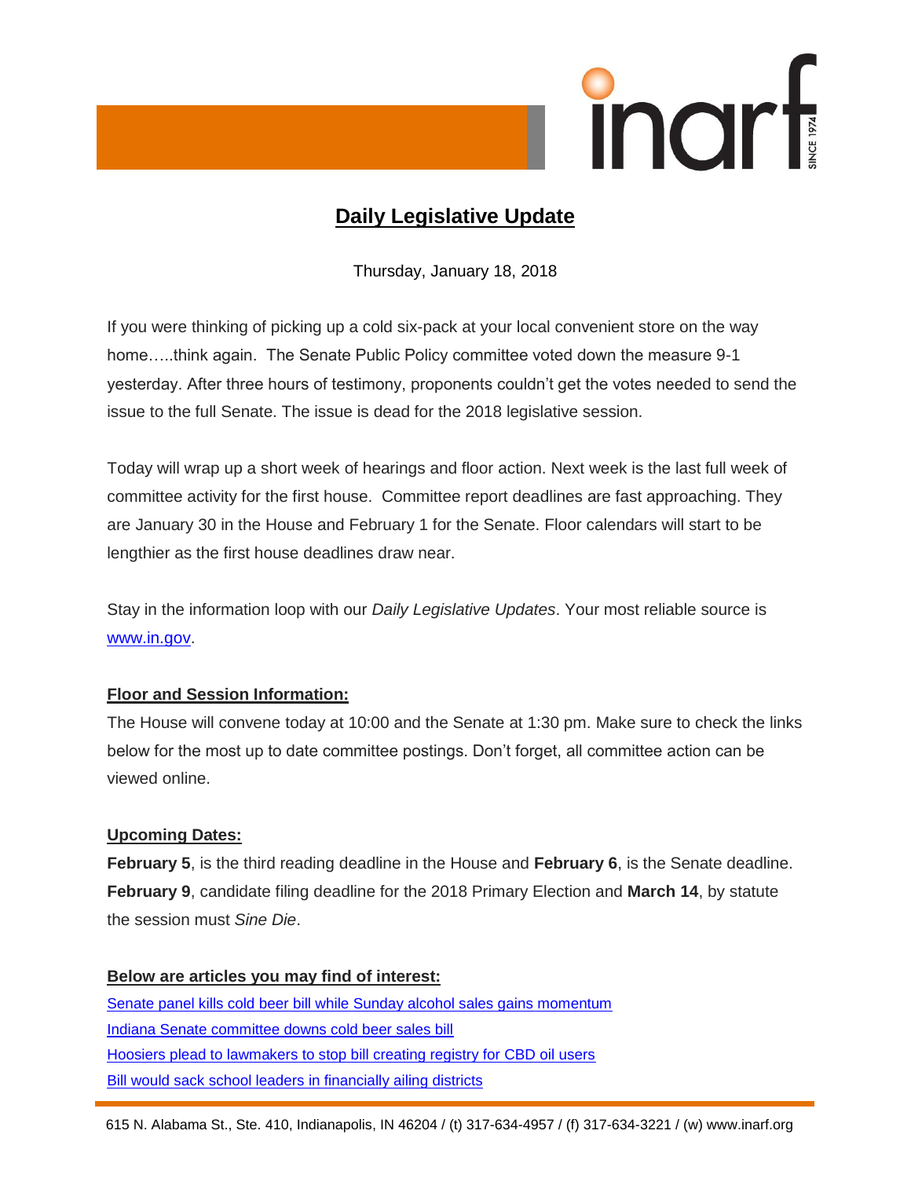inarf

SINCE 1974

# Daily Legislative Update

Thursday, January 18, 2018

If you were thinking of picking up a cold six-pack at your local convenient store on the way home…..think again. The Senate Public Policy committee voted down the measure 9-1 yesterday. After three hours of testimony, proponents couldn't get the votes needed to send the issue to the full Senate. The issue is dead for the 2018 legislative session.

Today will wrap up a short week of hearings and floor action. Next week is the last full week of committee activity for the first house. Committee report deadlines are fast approaching. They are January 30 in the House and February 1 for the Senate. Floor calendars will start to be lengthier as the first house deadlines draw near.

Stay in the information loop with our *Daily Legislative Updates*. Your most reliable source is [www.in.gov](www.in.gov).

## Floor and Session Information:

The House will convene today at 10:00 and the Senate at 1:30 pm. Make sure to check the links below for the most up to date committee postings. Don't forget, all committee action can be viewed online.

## Upcoming Dates:

**February 5**, is the third reading deadline in the House and **February 6**, is the Senate deadline. **February 9**, candidate filing deadline for the 2018 Primary Election and **March 14**, by statute the session must *Sine Die*.

## Below are articles you may find of interest:

Senate panel kills cold beer bill while Sunday alcohol sales gains momentum
Indiana Senate committee downs cold beer sales bill
Hoosiers plead to lawmakers to stop bill creating registry for CBD oil users
Bill would sack school leaders in financially ailing districts

615 N. Alabama St., Ste. 410, Indianapolis, IN 46204 / (t) 317-634-4957 / (f) 317-634-3221 / (w) www.inarf.org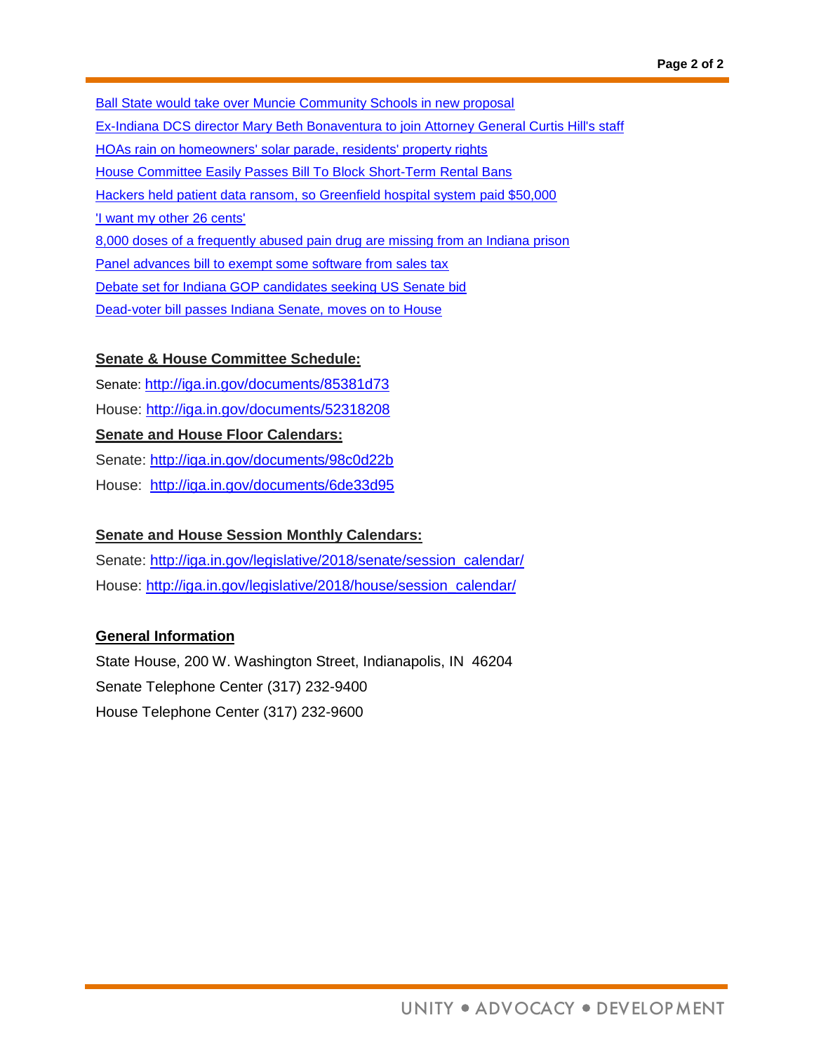Ball State would take over Muncie Community Schools in new proposal

Ex-Indiana DCS director Mary Beth Bonaventura to join Attorney General Curtis Hill's staff

HOAs rain on homeowners' solar parade, residents' property rights

House Committee Easily Passes Bill To Block Short-Term Rental Bans

Hackers held patient data ransom, so Greenfield hospital system paid $50,000

'I want my other 26 cents'

8,000 doses of a frequently abused pain drug are missing from an Indiana prison

Panel advances bill to exempt some software from sales tax

Debate set for Indiana GOP candidates seeking US Senate bid

Dead-voter bill passes Indiana Senate, moves on to House

**Senate & House Committee Schedule:**

Senate: http://iga.in.gov/documents/85381d73

House: http://iga.in.gov/documents/52318208

**Senate and House Floor Calendars:**

Senate: http://iga.in.gov/documents/98c0d22b

House: http://iga.in.gov/documents/6de33d95

**Senate and House Session Monthly Calendars:**

Senate: http://iga.in.gov/legislative/2018/senate/session_calendar/

House: http://iga.in.gov/legislative/2018/house/session_calendar/

**General Information**

State House, 200 W. Washington Street, Indianapolis, IN 46204

Senate Telephone Center (317) 232-9400

House Telephone Center (317) 232-9600